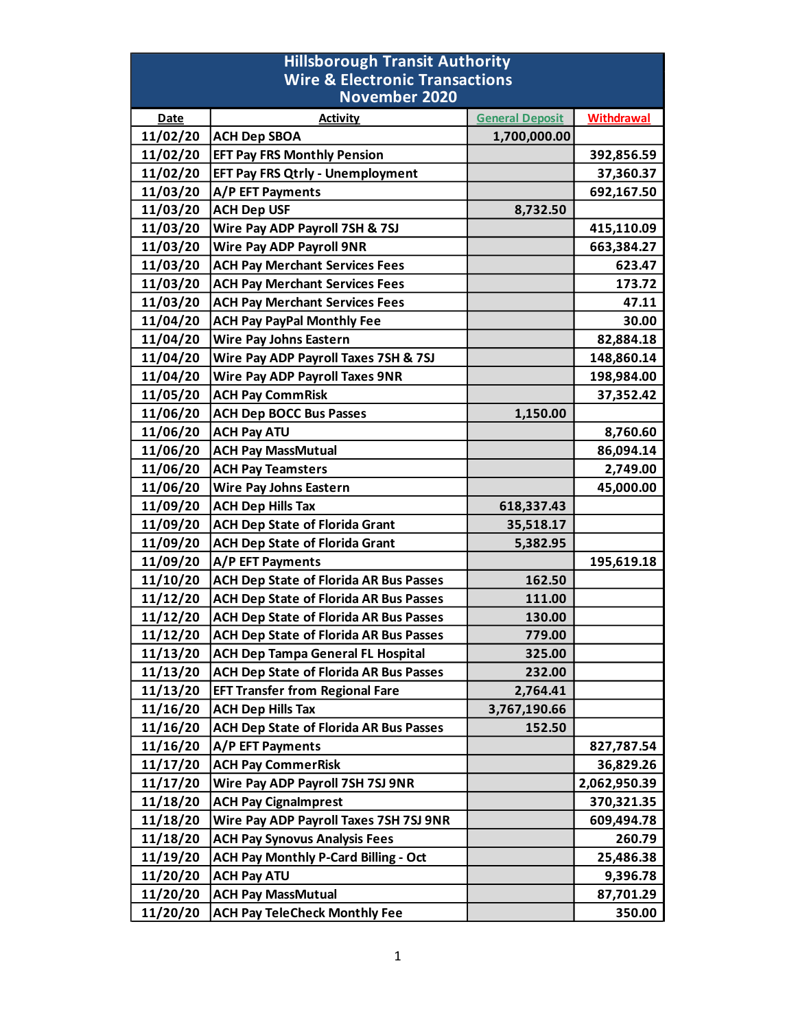# Hillsborough Transit Authority
## Wire & Electronic Transactions
## November 2020

| Date | Activity | General Deposit | Withdrawal |
|---|---|---|---|
| 11/02/20 | ACH Dep SBOA | 1,700,000.00 | |
| 11/02/20 | EFT Pay FRS Monthly Pension | | 392,856.59 |
| 11/02/20 | EFT Pay FRS Qtrly - Unemployment | | 37,360.37 |
| 11/03/20 | A/P EFT Payments | | 692,167.50 |
| 11/03/20 | ACH Dep USF | 8,732.50 | |
| 11/03/20 | Wire Pay ADP Payroll 7SH & 7SJ | | 415,110.09 |
| 11/03/20 | Wire Pay ADP Payroll 9NR | | 663,384.27 |
| 11/03/20 | ACH Pay Merchant Services Fees | | 623.47 |
| 11/03/20 | ACH Pay Merchant Services Fees | | 173.72 |
| 11/03/20 | ACH Pay Merchant Services Fees | | 47.11 |
| 11/04/20 | ACH Pay PayPal Monthly Fee | | 30.00 |
| 11/04/20 | Wire Pay Johns Eastern | | 82,884.18 |
| 11/04/20 | Wire Pay ADP Payroll Taxes 7SH & 7SJ | | 148,860.14 |
| 11/04/20 | Wire Pay ADP Payroll Taxes 9NR | | 198,984.00 |
| 11/05/20 | ACH Pay CommRisk | | 37,352.42 |
| 11/06/20 | ACH Dep BOCC Bus Passes | 1,150.00 | |
| 11/06/20 | ACH Pay ATU | | 8,760.60 |
| 11/06/20 | ACH Pay MassMutual | | 86,094.14 |
| 11/06/20 | ACH Pay Teamsters | | 2,749.00 |
| 11/06/20 | Wire Pay Johns Eastern | | 45,000.00 |
| 11/09/20 | ACH Dep Hills Tax | 618,337.43 | |
| 11/09/20 | ACH Dep State of Florida Grant | 35,518.17 | |
| 11/09/20 | ACH Dep State of Florida Grant | 5,382.95 | |
| 11/09/20 | A/P EFT Payments | | 195,619.18 |
| 11/10/20 | ACH Dep State of Florida AR Bus Passes | 162.50 | |
| 11/12/20 | ACH Dep State of Florida AR Bus Passes | 111.00 | |
| 11/12/20 | ACH Dep State of Florida AR Bus Passes | 130.00 | |
| 11/12/20 | ACH Dep State of Florida AR Bus Passes | 779.00 | |
| 11/13/20 | ACH Dep Tampa General FL Hospital | 325.00 | |
| 11/13/20 | ACH Dep State of Florida AR Bus Passes | 232.00 | |
| 11/13/20 | EFT Transfer from Regional Fare | 2,764.41 | |
| 11/16/20 | ACH Dep Hills Tax | 3,767,190.66 | |
| 11/16/20 | ACH Dep State of Florida AR Bus Passes | 152.50 | |
| 11/16/20 | A/P EFT Payments | | 827,787.54 |
| 11/17/20 | ACH Pay CommerRisk | | 36,829.26 |
| 11/17/20 | Wire Pay ADP Payroll 7SH 7SJ 9NR | | 2,062,950.39 |
| 11/18/20 | ACH Pay CignaImprest | | 370,321.35 |
| 11/18/20 | Wire Pay ADP Payroll Taxes 7SH 7SJ 9NR | | 609,494.78 |
| 11/18/20 | ACH Pay Synovus Analysis Fees | | 260.79 |
| 11/19/20 | ACH Pay Monthly P-Card Billing - Oct | | 25,486.38 |
| 11/20/20 | ACH Pay ATU | | 9,396.78 |
| 11/20/20 | ACH Pay MassMutual | | 87,701.29 |
| 11/20/20 | ACH Pay TeleCheck Monthly Fee | | 350.00 |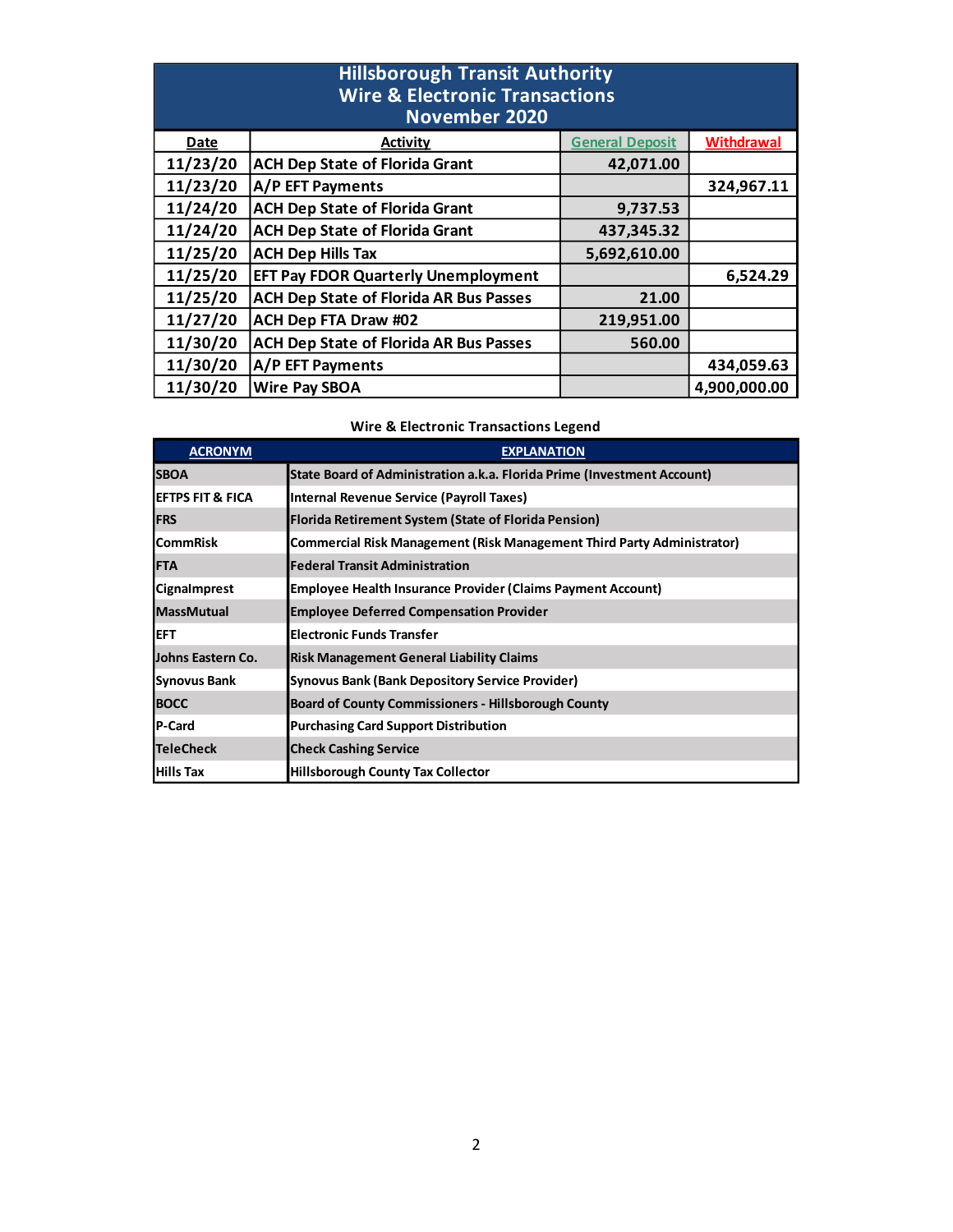# Hillsborough Transit Authority
## Wire & Electronic Transactions
## November 2020

| Date | Activity | General Deposit | Withdrawal |
|---|---|---|---|
| 11/23/20 | ACH Dep State of Florida Grant | 42,071.00 | |
| 11/23/20 | A/P EFT Payments | | 324,967.11 |
| 11/24/20 | ACH Dep State of Florida Grant | 9,737.53 | |
| 11/24/20 | ACH Dep State of Florida Grant | 437,345.32 | |
| 11/25/20 | ACH Dep Hills Tax | 5,692,610.00 | |
| 11/25/20 | EFT Pay FDOR Quarterly Unemployment | | 6,524.29 |
| 11/25/20 | ACH Dep State of Florida AR Bus Passes | 21.00 | |
| 11/27/20 | ACH Dep FTA Draw #02 | 219,951.00 | |
| 11/30/20 | ACH Dep State of Florida AR Bus Passes | 560.00 | |
| 11/30/20 | A/P EFT Payments | | 434,059.63 |
| 11/30/20 | Wire Pay SBOA | | 4,900,000.00 |

**Wire & Electronic Transactions Legend**

| ACRONYM | EXPLANATION |
|---|---|
| SBOA | State Board of Administration a.k.a. Florida Prime (Investment Account) |
| EFTPS FIT & FICA | Internal Revenue Service (Payroll Taxes) |
| FRS | Florida Retirement System (State of Florida Pension) |
| CommRisk | Commercial Risk Management (Risk Management Third Party Administrator) |
| FTA | Federal Transit Administration |
| CignaImprest | Employee Health Insurance Provider (Claims Payment Account) |
| MassMutual | Employee Deferred Compensation Provider |
| EFT | Electronic Funds Transfer |
| Johns Eastern Co. | Risk Management General Liability Claims |
| Synovus Bank | Synovus Bank (Bank Depository Service Provider) |
| BOCC | Board of County Commissioners - Hillsborough County |
| P-Card | Purchasing Card Support Distribution |
| TeleCheck | Check Cashing Service |
| Hills Tax | Hillsborough County Tax Collector |